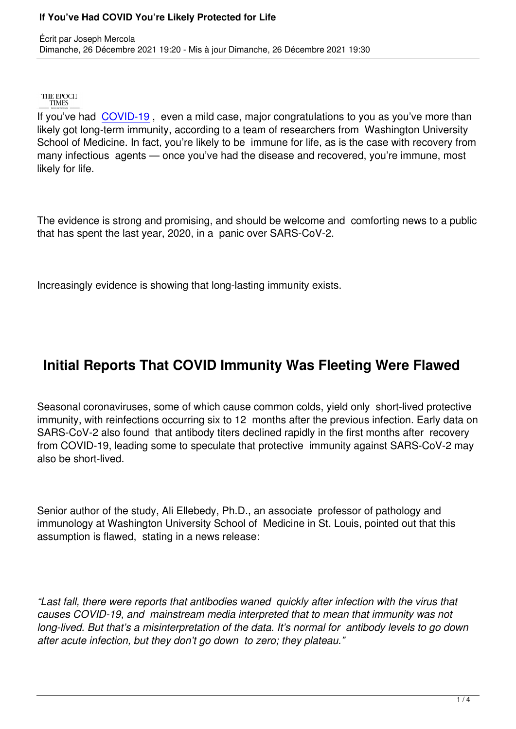THE EPOCH TIMES

If you've had COVID-19 , even a mild case, major congratulations to you as you've more than likely got long-term immunity, according to a team of researchers from Washington University School of Medicine. In fact, you're likely to be immune for life, as is the case with recovery from many infectious agents — once you've had the disease and recovered, you're immune, most likely for life.

The evidence is strong and promising, and should be welcome and comforting news to a public that has spent the last year, 2020, in a panic over SARS-CoV-2.

Increasingly evidence is showing that long-lasting immunity exists.

## Initial Reports That COVID Immunity Was Fleeting Were Flawed

Seasonal coronaviruses, some of which cause common colds, yield only short-lived protective immunity, with reinfections occurring six to 12 months after the previous infection. Early data on SARS-CoV-2 also found that antibody titers declined rapidly in the first months after recovery from COVID-19, leading some to speculate that protective immunity against SARS-CoV-2 may also be short-lived.

Senior author of the study, Ali Ellebedy, Ph.D., an associate professor of pathology and immunology at Washington University School of Medicine in St. Louis, pointed out that this assumption is flawed, stating in a news release:

*"Last fall, there were reports that antibodies waned quickly after infection with the virus that causes COVID-19, and mainstream media interpreted that to mean that immunity was not long-lived. But that's a misinterpretation of the data. It's normal for antibody levels to go down after acute infection, but they don't go down to zero; they plateau."*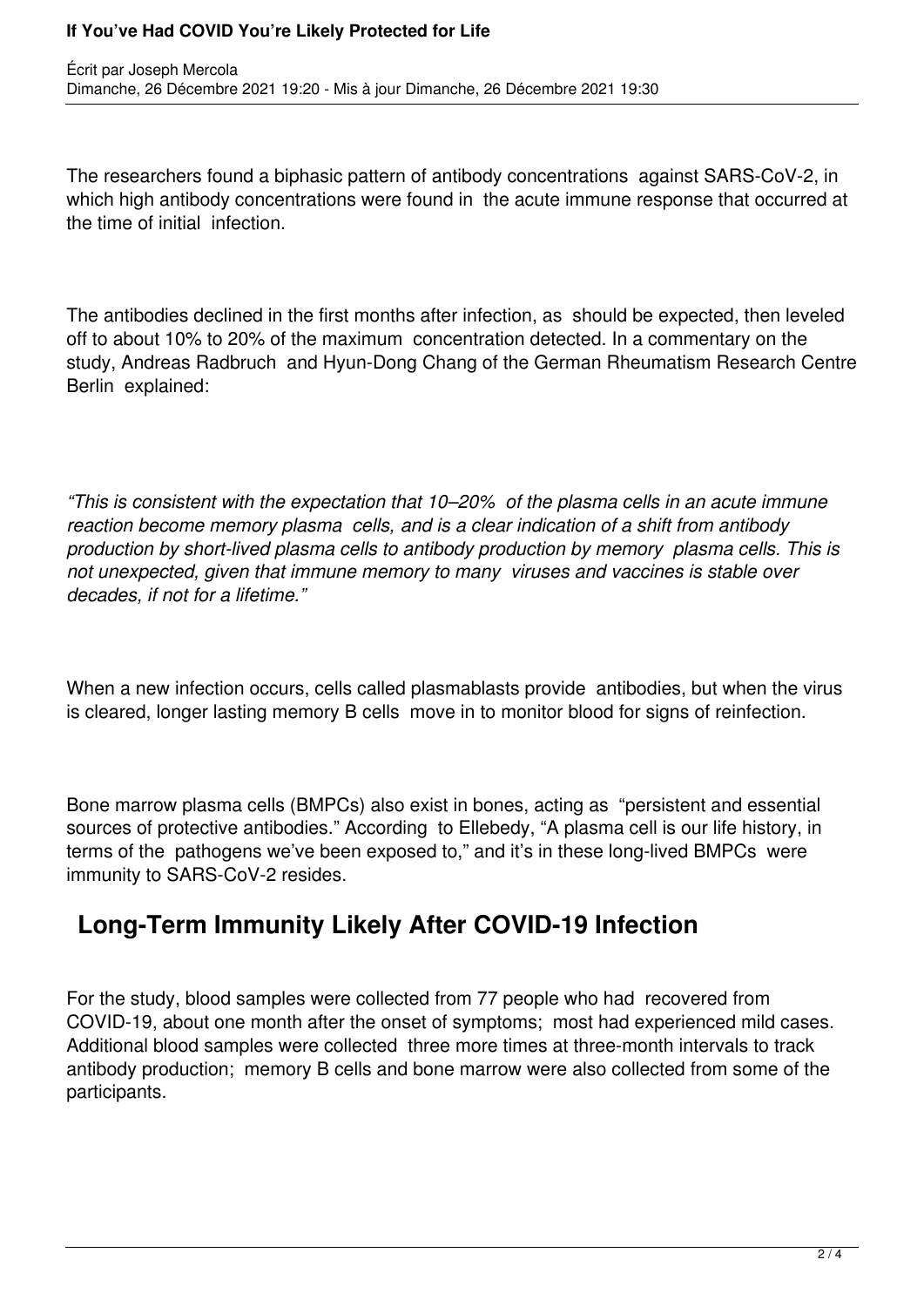The researchers found a biphasic pattern of antibody concentrations against SARS-CoV-2, in which high antibody concentrations were found in the acute immune response that occurred at the time of initial infection.

The antibodies declined in the first months after infection, as should be expected, then leveled off to about 10% to 20% of the maximum concentration detected. In a commentary on the study, Andreas Radbruch and Hyun-Dong Chang of the German Rheumatism Research Centre Berlin explained:

*"This is consistent with the expectation that 10–20% of the plasma cells in an acute immune reaction become memory plasma cells, and is a clear indication of a shift from antibody production by short-lived plasma cells to antibody production by memory plasma cells. This is not unexpected, given that immune memory to many viruses and vaccines is stable over decades, if not for a lifetime."*

When a new infection occurs, cells called plasmablasts provide antibodies, but when the virus is cleared, longer lasting memory B cells move in to monitor blood for signs of reinfection.

Bone marrow plasma cells (BMPCs) also exist in bones, acting as "persistent and essential sources of protective antibodies." According to Ellebedy, "A plasma cell is our life history, in terms of the pathogens we've been exposed to," and it's in these long-lived BMPCs were immunity to SARS-CoV-2 resides.

## Long-Term Immunity Likely After COVID-19 Infection

For the study, blood samples were collected from 77 people who had recovered from COVID-19, about one month after the onset of symptoms; most had experienced mild cases. Additional blood samples were collected three more times at three-month intervals to track antibody production; memory B cells and bone marrow were also collected from some of the participants.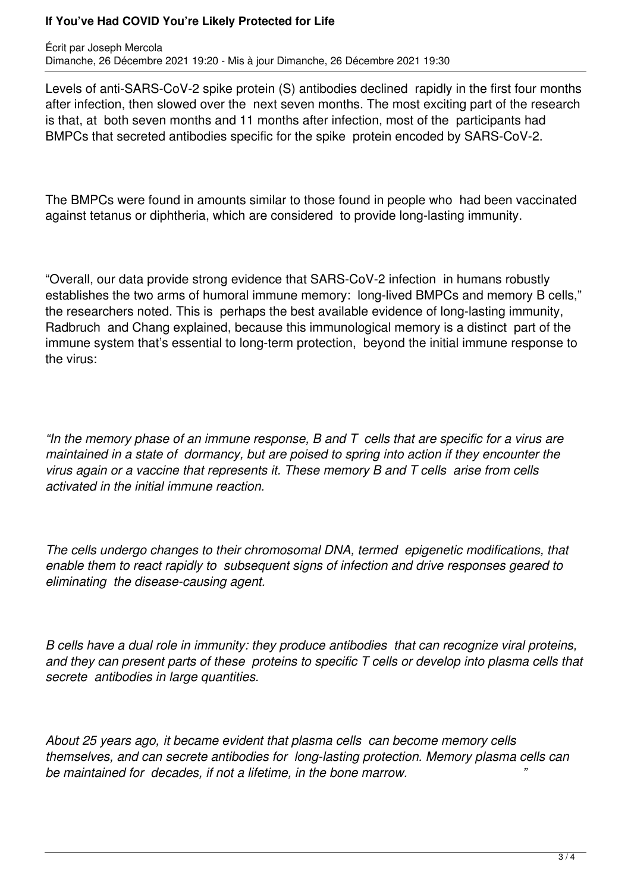Levels of anti-SARS-CoV-2 spike protein (S) antibodies declined rapidly in the first four months after infection, then slowed over the next seven months. The most exciting part of the research is that, at both seven months and 11 months after infection, most of the participants had BMPCs that secreted antibodies specific for the spike protein encoded by SARS-CoV-2.

The BMPCs were found in amounts similar to those found in people who had been vaccinated against tetanus or diphtheria, which are considered to provide long-lasting immunity.

“Overall, our data provide strong evidence that SARS-CoV-2 infection in humans robustly establishes the two arms of humoral immune memory: long-lived BMPCs and memory B cells,” the researchers noted. This is perhaps the best available evidence of long-lasting immunity, Radbruch and Chang explained, because this immunological memory is a distinct part of the immune system that’s essential to long-term protection, beyond the initial immune response to the virus:

*“In the memory phase of an immune response, B and T cells that are specific for a virus are maintained in a state of dormancy, but are poised to spring into action if they encounter the virus again or a vaccine that represents it. These memory B and T cells arise from cells activated in the initial immune reaction.*

*The cells undergo changes to their chromosomal DNA, termed epigenetic modifications, that enable them to react rapidly to subsequent signs of infection and drive responses geared to eliminating the disease-causing agent.*

*B cells have a dual role in immunity: they produce antibodies that can recognize viral proteins, and they can present parts of these proteins to specific T cells or develop into plasma cells that secrete antibodies in large quantities.*

*About 25 years ago, it became evident that plasma cells can become memory cells themselves, and can secrete antibodies for long-lasting protection. Memory plasma cells can be maintained for decades, if not a lifetime, in the bone marrow.”*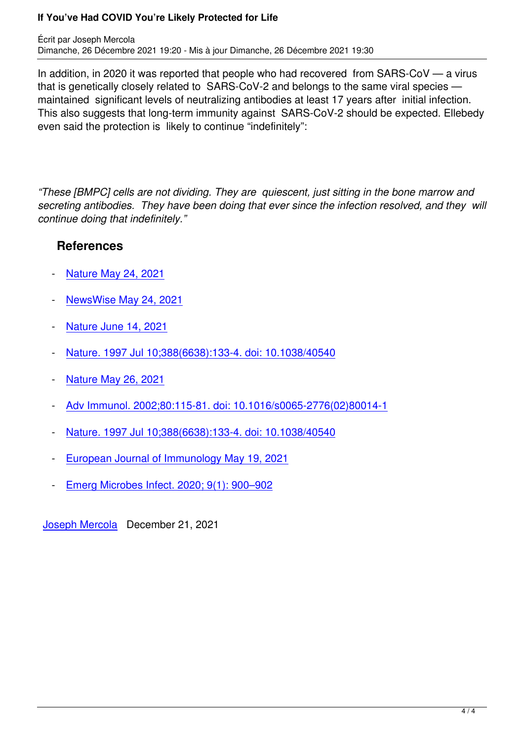In addition, in 2020 it was reported that people who had recovered from SARS-CoV — a virus that is genetically closely related to SARS-CoV-2 and belongs to the same viral species — maintained significant levels of neutralizing antibodies at least 17 years after initial infection. This also suggests that long-term immunity against SARS-CoV-2 should be expected. Ellebedy even said the protection is likely to continue "indefinitely":

*"These [BMPC] cells are not dividing. They are quiescent, just sitting in the bone marrow and secreting antibodies. They have been doing that ever since the infection resolved, and they will continue doing that indefinitely."*

## References

- Nature May 24, 2021
- NewsWise May 24, 2021
- Nature June 14, 2021
- Nature. 1997 Jul 10;388(6638):133-4. doi: 10.1038/40540
- Nature May 26, 2021
- Adv Immunol. 2002;80:115-81. doi: 10.1016/s0065-2776(02)80014-1
- Nature. 1997 Jul 10;388(6638):133-4. doi: 10.1038/40540
- European Journal of Immunology May 19, 2021
- Emerg Microbes Infect. 2020; 9(1): 900–902

Joseph Mercola December 21, 2021